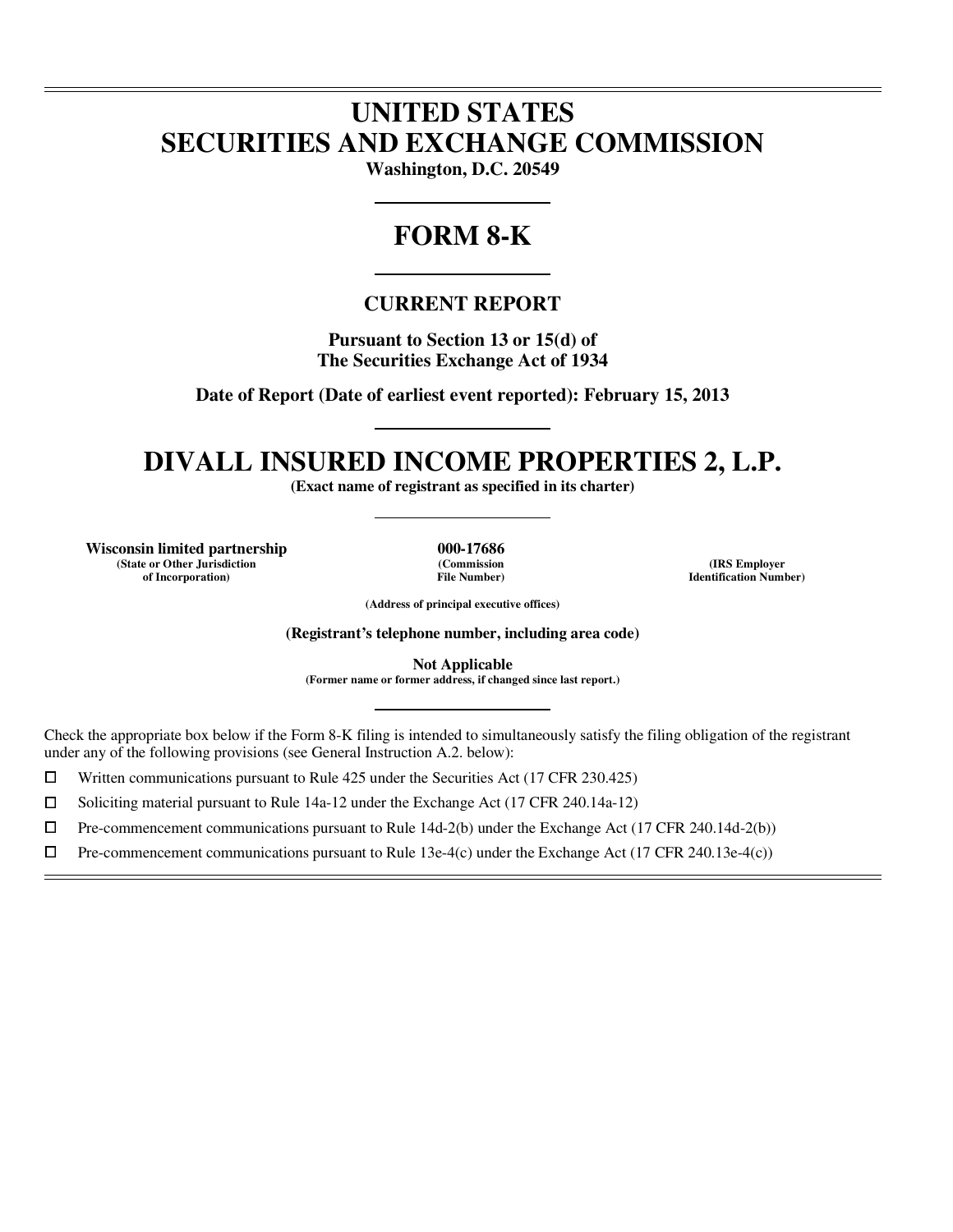# UNITED STATES
# SECURITIES AND EXCHANGE COMMISSION

**Washington, D.C. 20549**

# FORM 8-K

## CURRENT REPORT

**Pursuant to Section 13 or 15(d) of**
**The Securities Exchange Act of 1934**

**Date of Report (Date of earliest event reported): February 15, 2013**

# DIVALL INSURED INCOME PROPERTIES 2, L.P.

**(Exact name of registrant as specified in its charter)**

| **Wisconsin limited partnership** | **000-17686** | |
|---|---|---|
| **(State or Other Jurisdiction of Incorporation)** | **(Commission File Number)** | **(IRS Employer Identification Number)** |

**(Address of principal executive offices)**

**(Registrant's telephone number, including area code)**

**Not Applicable**
**(Former name or former address, if changed since last report.)**

Check the appropriate box below if the Form 8-K filing is intended to simultaneously satisfy the filing obligation of the registrant under any of the following provisions (see General Instruction A.2. below):

☐ Written communications pursuant to Rule 425 under the Securities Act (17 CFR 230.425)

☐ Soliciting material pursuant to Rule 14a-12 under the Exchange Act (17 CFR 240.14a-12)

☐ Pre-commencement communications pursuant to Rule 14d-2(b) under the Exchange Act (17 CFR 240.14d-2(b))

☐ Pre-commencement communications pursuant to Rule 13e-4(c) under the Exchange Act (17 CFR 240.13e-4(c))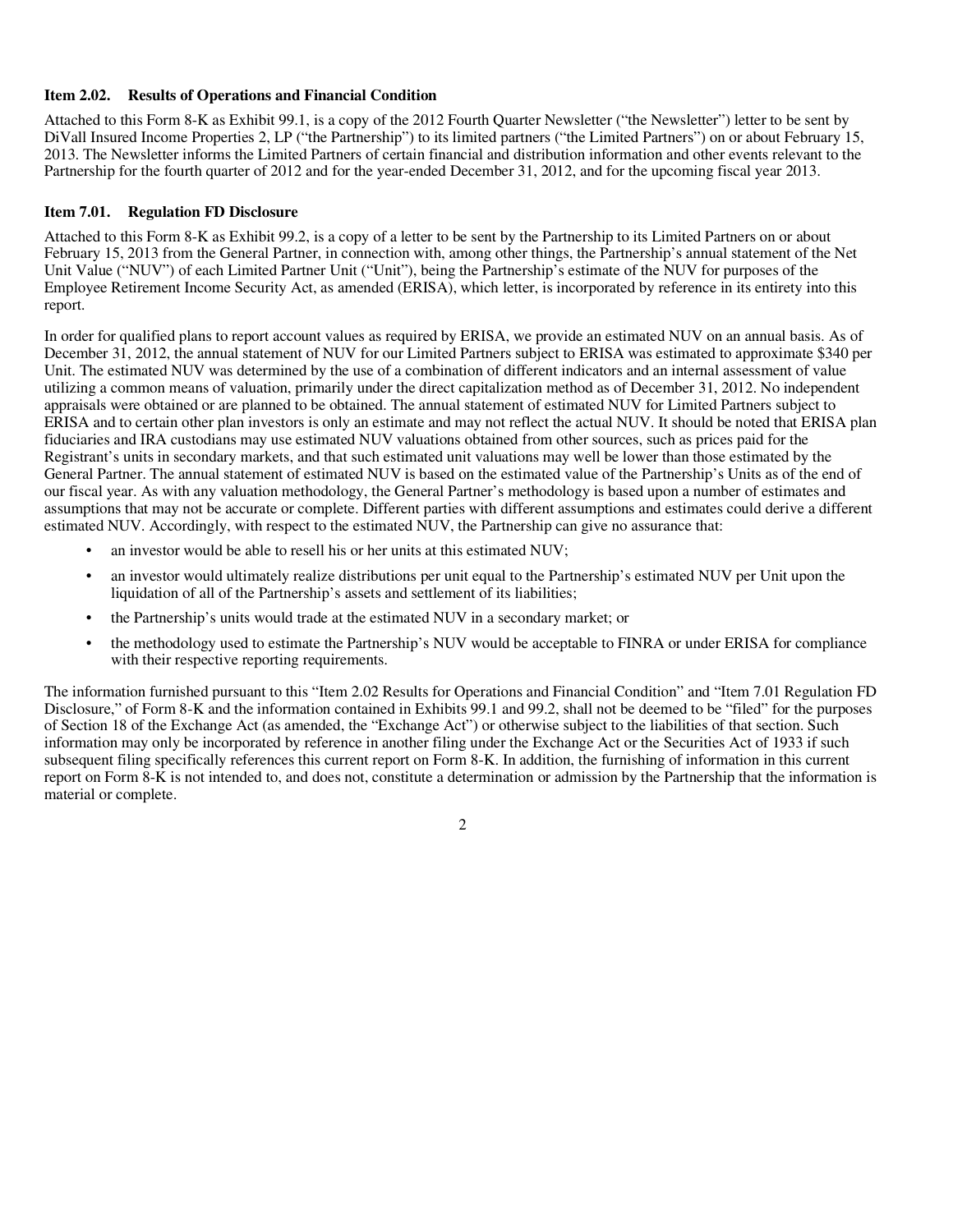### Item 2.02. Results of Operations and Financial Condition

Attached to this Form 8-K as Exhibit 99.1, is a copy of the 2012 Fourth Quarter Newsletter ("the Newsletter") letter to be sent by DiVall Insured Income Properties 2, LP ("the Partnership") to its limited partners ("the Limited Partners") on or about February 15, 2013. The Newsletter informs the Limited Partners of certain financial and distribution information and other events relevant to the Partnership for the fourth quarter of 2012 and for the year-ended December 31, 2012, and for the upcoming fiscal year 2013.

### Item 7.01. Regulation FD Disclosure

Attached to this Form 8-K as Exhibit 99.2, is a copy of a letter to be sent by the Partnership to its Limited Partners on or about February 15, 2013 from the General Partner, in connection with, among other things, the Partnership's annual statement of the Net Unit Value ("NUV") of each Limited Partner Unit ("Unit"), being the Partnership's estimate of the NUV for purposes of the Employee Retirement Income Security Act, as amended (ERISA), which letter, is incorporated by reference in its entirety into this report.

In order for qualified plans to report account values as required by ERISA, we provide an estimated NUV on an annual basis. As of December 31, 2012, the annual statement of NUV for our Limited Partners subject to ERISA was estimated to approximate $340 per Unit. The estimated NUV was determined by the use of a combination of different indicators and an internal assessment of value utilizing a common means of valuation, primarily under the direct capitalization method as of December 31, 2012. No independent appraisals were obtained or are planned to be obtained. The annual statement of estimated NUV for Limited Partners subject to ERISA and to certain other plan investors is only an estimate and may not reflect the actual NUV. It should be noted that ERISA plan fiduciaries and IRA custodians may use estimated NUV valuations obtained from other sources, such as prices paid for the Registrant's units in secondary markets, and that such estimated unit valuations may well be lower than those estimated by the General Partner. The annual statement of estimated NUV is based on the estimated value of the Partnership's Units as of the end of our fiscal year. As with any valuation methodology, the General Partner's methodology is based upon a number of estimates and assumptions that may not be accurate or complete. Different parties with different assumptions and estimates could derive a different estimated NUV. Accordingly, with respect to the estimated NUV, the Partnership can give no assurance that:

- an investor would be able to resell his or her units at this estimated NUV;
- an investor would ultimately realize distributions per unit equal to the Partnership's estimated NUV per Unit upon the liquidation of all of the Partnership's assets and settlement of its liabilities;
- the Partnership's units would trade at the estimated NUV in a secondary market; or
- the methodology used to estimate the Partnership's NUV would be acceptable to FINRA or under ERISA for compliance with their respective reporting requirements.

The information furnished pursuant to this "Item 2.02 Results for Operations and Financial Condition" and "Item 7.01 Regulation FD Disclosure," of Form 8-K and the information contained in Exhibits 99.1 and 99.2, shall not be deemed to be "filed" for the purposes of Section 18 of the Exchange Act (as amended, the "Exchange Act") or otherwise subject to the liabilities of that section. Such information may only be incorporated by reference in another filing under the Exchange Act or the Securities Act of 1933 if such subsequent filing specifically references this current report on Form 8-K. In addition, the furnishing of information in this current report on Form 8-K is not intended to, and does not, constitute a determination or admission by the Partnership that the information is material or complete.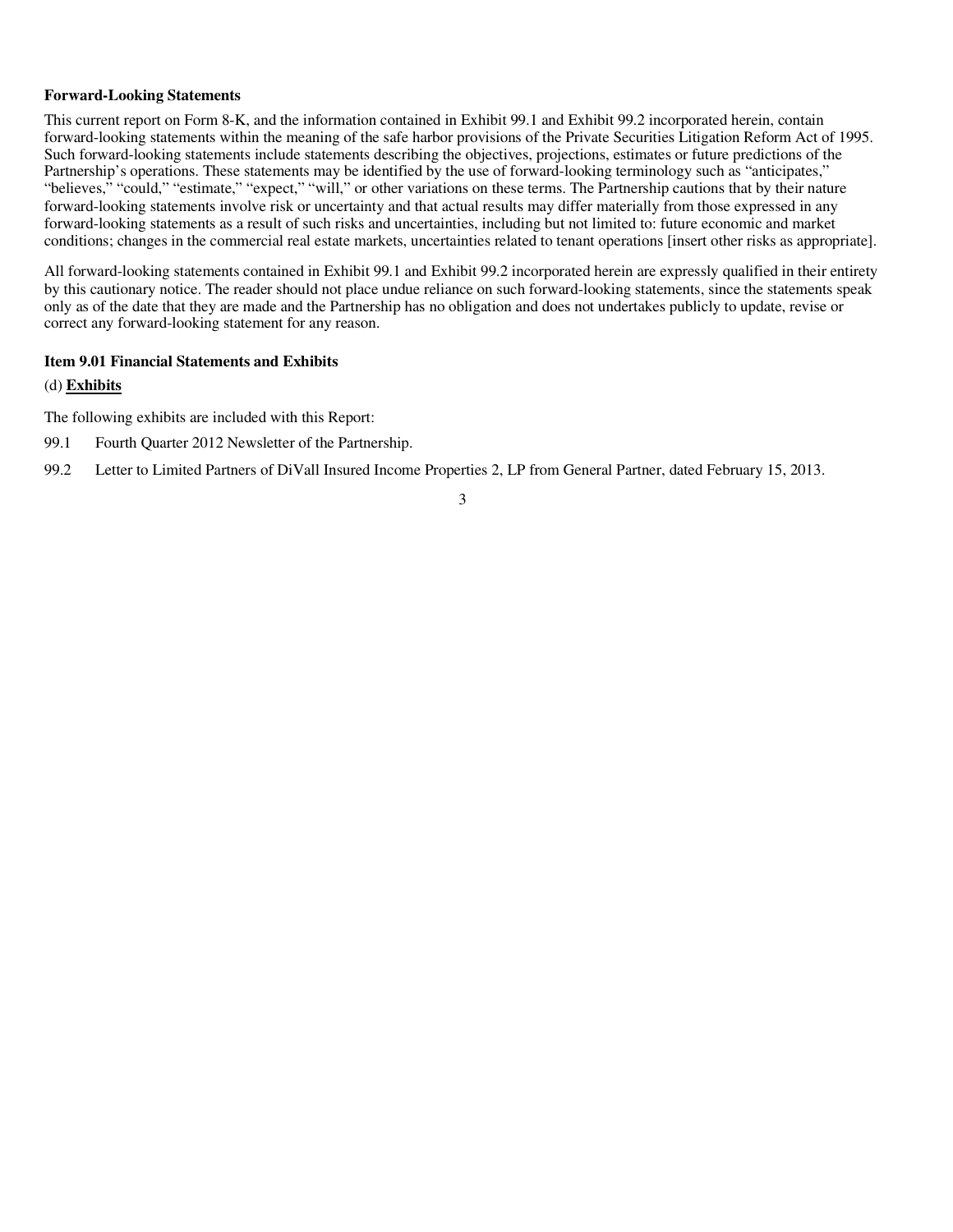**Forward-Looking Statements**

This current report on Form 8-K, and the information contained in Exhibit 99.1 and Exhibit 99.2 incorporated herein, contain forward-looking statements within the meaning of the safe harbor provisions of the Private Securities Litigation Reform Act of 1995. Such forward-looking statements include statements describing the objectives, projections, estimates or future predictions of the Partnership's operations. These statements may be identified by the use of forward-looking terminology such as "anticipates," "believes," "could," "estimate," "expect," "will," or other variations on these terms. The Partnership cautions that by their nature forward-looking statements involve risk or uncertainty and that actual results may differ materially from those expressed in any forward-looking statements as a result of such risks and uncertainties, including but not limited to: future economic and market conditions; changes in the commercial real estate markets, uncertainties related to tenant operations [insert other risks as appropriate].

All forward-looking statements contained in Exhibit 99.1 and Exhibit 99.2 incorporated herein are expressly qualified in their entirety by this cautionary notice. The reader should not place undue reliance on such forward-looking statements, since the statements speak only as of the date that they are made and the Partnership has no obligation and does not undertakes publicly to update, revise or correct any forward-looking statement for any reason.

**Item 9.01 Financial Statements and Exhibits**

(d) **Exhibits**

The following exhibits are included with this Report:

99.1 Fourth Quarter 2012 Newsletter of the Partnership.

99.2 Letter to Limited Partners of DiVall Insured Income Properties 2, LP from General Partner, dated February 15, 2013.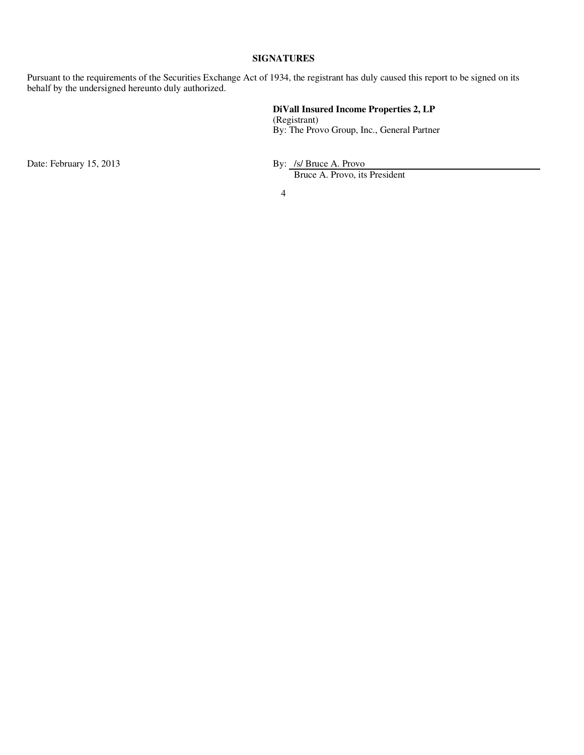## SIGNATURES

Pursuant to the requirements of the Securities Exchange Act of 1934, the registrant has duly caused this report to be signed on its behalf by the undersigned hereunto duly authorized.

**DiVall Insured Income Properties 2, LP**
(Registrant)
By: The Provo Group, Inc., General Partner

Date: February 15, 2013

By: /s/ Bruce A. Provo
Bruce A. Provo, its President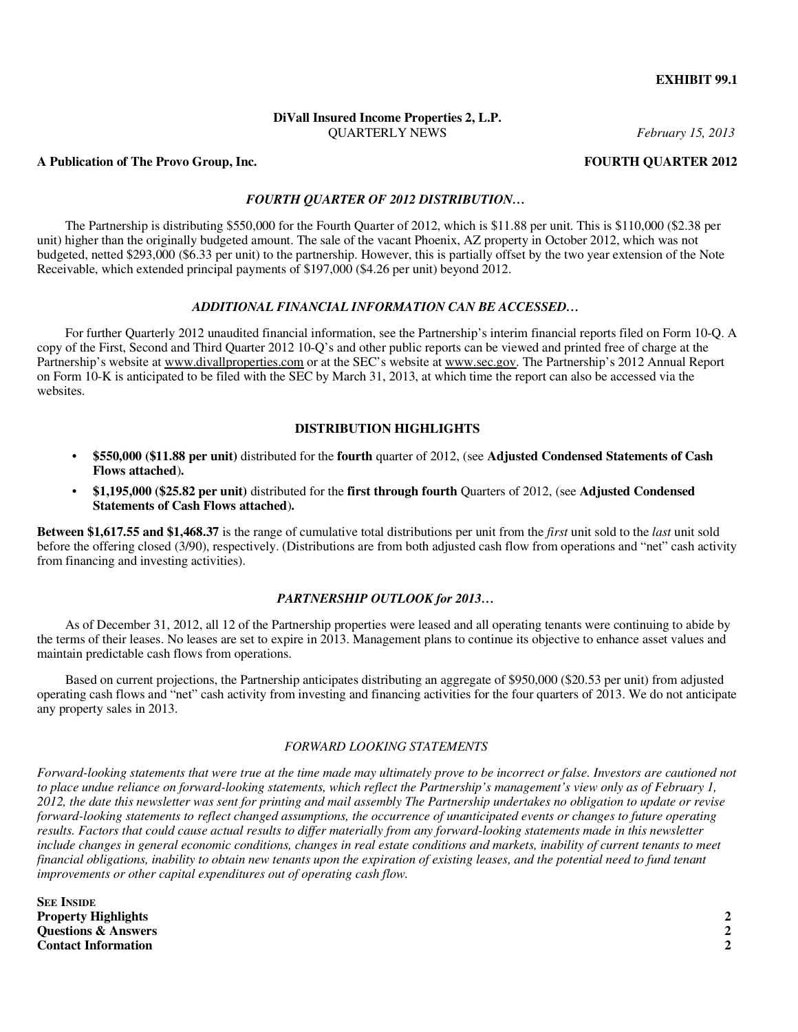**EXHIBIT 99.1**

**DiVall Insured Income Properties 2, L.P.**
QUARTERLY NEWS *February 15, 2013*

**A Publication of The Provo Group, Inc.** **FOURTH QUARTER 2012**

### *FOURTH QUARTER OF 2012 DISTRIBUTION…*

The Partnership is distributing $550,000 for the Fourth Quarter of 2012, which is $11.88 per unit. This is $110,000 ($2.38 per unit) higher than the originally budgeted amount. The sale of the vacant Phoenix, AZ property in October 2012, which was not budgeted, netted $293,000 ($6.33 per unit) to the partnership. However, this is partially offset by the two year extension of the Note Receivable, which extended principal payments of $197,000 ($4.26 per unit) beyond 2012.

### *ADDITIONAL FINANCIAL INFORMATION CAN BE ACCESSED…*

For further Quarterly 2012 unaudited financial information, see the Partnership's interim financial reports filed on Form 10-Q. A copy of the First, Second and Third Quarter 2012 10-Q's and other public reports can be viewed and printed free of charge at the Partnership's website at www.divallproperties.com or at the SEC's website at www.sec.gov. The Partnership's 2012 Annual Report on Form 10-K is anticipated to be filed with the SEC by March 31, 2013, at which time the report can also be accessed via the websites.

### DISTRIBUTION HIGHLIGHTS

- **$550,000 ($11.88 per unit)** distributed for the **fourth** quarter of 2012, (see **Adjusted Condensed Statements of Cash Flows attached**).
- **$1,195,000 ($25.82 per unit)** distributed for the **first through fourth** Quarters of 2012, (see **Adjusted Condensed Statements of Cash Flows attached**).

**Between $1,617.55 and $1,468.37** is the range of cumulative total distributions per unit from the *first* unit sold to the *last* unit sold before the offering closed (3/90), respectively. (Distributions are from both adjusted cash flow from operations and "net" cash activity from financing and investing activities).

### *PARTNERSHIP OUTLOOK for 2013…*

As of December 31, 2012, all 12 of the Partnership properties were leased and all operating tenants were continuing to abide by the terms of their leases. No leases are set to expire in 2013. Management plans to continue its objective to enhance asset values and maintain predictable cash flows from operations.

Based on current projections, the Partnership anticipates distributing an aggregate of $950,000 ($20.53 per unit) from adjusted operating cash flows and "net" cash activity from investing and financing activities for the four quarters of 2013. We do not anticipate any property sales in 2013.

### *FORWARD LOOKING STATEMENTS*

*Forward-looking statements that were true at the time made may ultimately prove to be incorrect or false. Investors are cautioned not to place undue reliance on forward-looking statements, which reflect the Partnership's management's view only as of February 1, 2012, the date this newsletter was sent for printing and mail assembly The Partnership undertakes no obligation to update or revise forward-looking statements to reflect changed assumptions, the occurrence of unanticipated events or changes to future operating results. Factors that could cause actual results to differ materially from any forward-looking statements made in this newsletter include changes in general economic conditions, changes in real estate conditions and markets, inability of current tenants to meet financial obligations, inability to obtain new tenants upon the expiration of existing leases, and the potential need to fund tenant improvements or other capital expenditures out of operating cash flow.*

**SEE INSIDE**

| | |
|---|---|
| **Property Highlights** | **2** |
| **Questions & Answers** | **2** |
| **Contact Information** | **2** |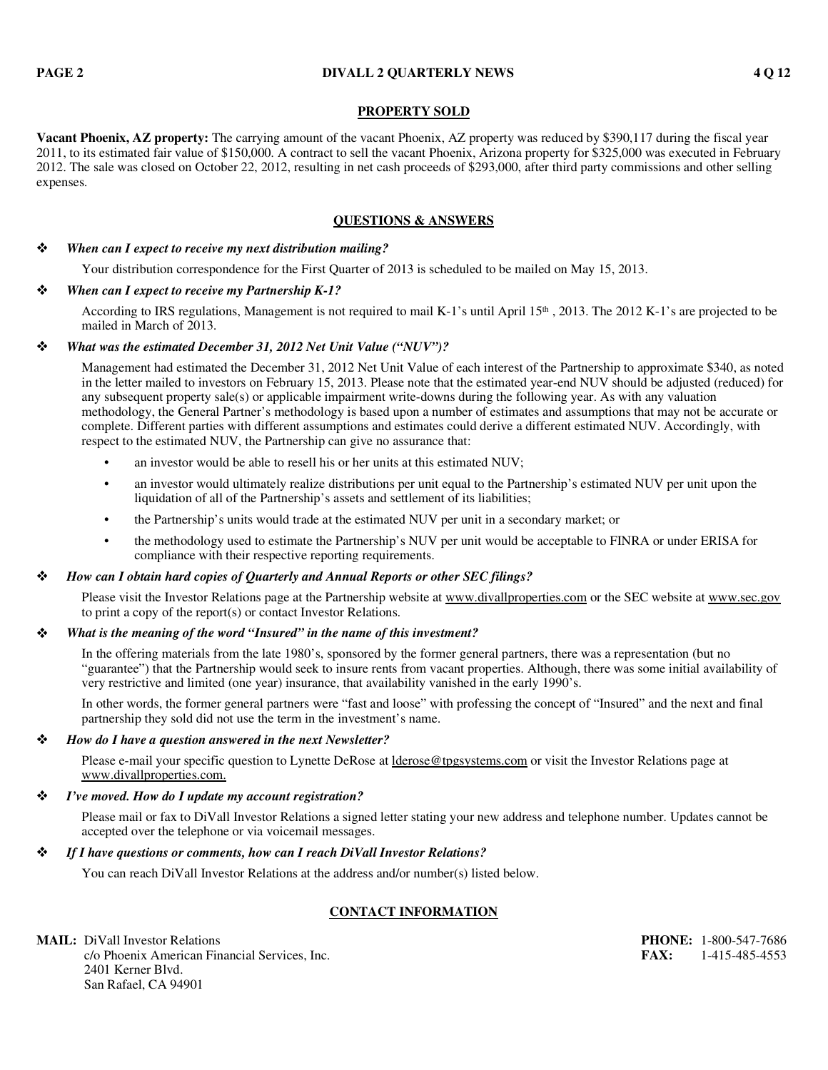## PROPERTY SOLD

**Vacant Phoenix, AZ property:** The carrying amount of the vacant Phoenix, AZ property was reduced by $390,117 during the fiscal year 2011, to its estimated fair value of $150,000. A contract to sell the vacant Phoenix, Arizona property for $325,000 was executed in February 2012. The sale was closed on October 22, 2012, resulting in net cash proceeds of $293,000, after third party commissions and other selling expenses.

## QUESTIONS & ANSWERS

❖ ***When can I expect to receive my next distribution mailing?***

Your distribution correspondence for the First Quarter of 2013 is scheduled to be mailed on May 15, 2013.

❖ ***When can I expect to receive my Partnership K-1?***

According to IRS regulations, Management is not required to mail K-1's until April 15th , 2013. The 2012 K-1's are projected to be mailed in March of 2013.

❖ ***What was the estimated December 31, 2012 Net Unit Value ("NUV")?***

Management had estimated the December 31, 2012 Net Unit Value of each interest of the Partnership to approximate $340, as noted in the letter mailed to investors on February 15, 2013. Please note that the estimated year-end NUV should be adjusted (reduced) for any subsequent property sale(s) or applicable impairment write-downs during the following year. As with any valuation methodology, the General Partner's methodology is based upon a number of estimates and assumptions that may not be accurate or complete. Different parties with different assumptions and estimates could derive a different estimated NUV. Accordingly, with respect to the estimated NUV, the Partnership can give no assurance that:

- an investor would be able to resell his or her units at this estimated NUV;
- an investor would ultimately realize distributions per unit equal to the Partnership's estimated NUV per unit upon the liquidation of all of the Partnership's assets and settlement of its liabilities;
- the Partnership's units would trade at the estimated NUV per unit in a secondary market; or
- the methodology used to estimate the Partnership's NUV per unit would be acceptable to FINRA or under ERISA for compliance with their respective reporting requirements.

❖ ***How can I obtain hard copies of Quarterly and Annual Reports or other SEC filings?***

Please visit the Investor Relations page at the Partnership website at www.divallproperties.com or the SEC website at www.sec.gov to print a copy of the report(s) or contact Investor Relations.

❖ ***What is the meaning of the word "Insured" in the name of this investment?***

In the offering materials from the late 1980's, sponsored by the former general partners, there was a representation (but no "guarantee") that the Partnership would seek to insure rents from vacant properties. Although, there was some initial availability of very restrictive and limited (one year) insurance, that availability vanished in the early 1990's.

In other words, the former general partners were "fast and loose" with professing the concept of "Insured" and the next and final partnership they sold did not use the term in the investment's name.

❖ ***How do I have a question answered in the next Newsletter?***

Please e-mail your specific question to Lynette DeRose at lderose@tpgsystems.com or visit the Investor Relations page at www.divallproperties.com.

❖ ***I've moved. How do I update my account registration?***

Please mail or fax to DiVall Investor Relations a signed letter stating your new address and telephone number. Updates cannot be accepted over the telephone or via voicemail messages.

❖ ***If I have questions or comments, how can I reach DiVall Investor Relations?***

You can reach DiVall Investor Relations at the address and/or number(s) listed below.

## CONTACT INFORMATION

**MAIL:** DiVall Investor Relations
c/o Phoenix American Financial Services, Inc.
2401 Kerner Blvd.
San Rafael, CA 94901

**PHONE:** 1-800-547-7686
**FAX:** 1-415-485-4553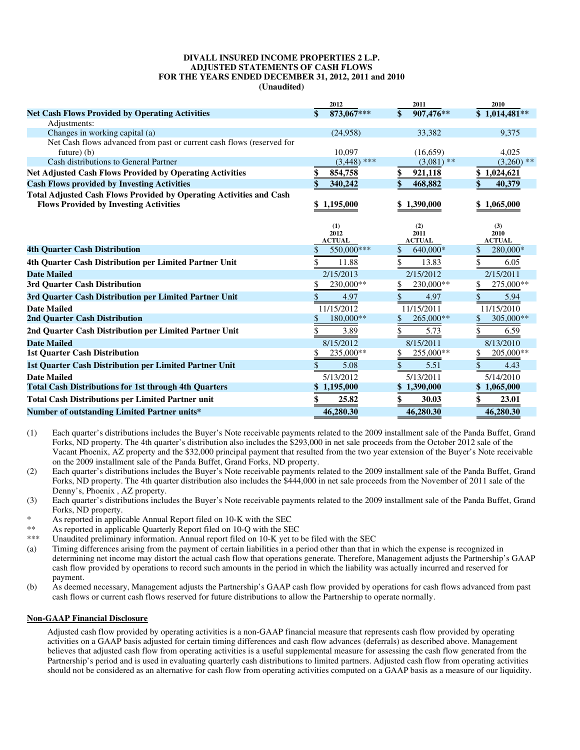**DIVALL INSURED INCOME PROPERTIES 2 L.P.**
**ADJUSTED STATEMENTS OF CASH FLOWS**
**FOR THE YEARS ENDED DECEMBER 31, 2012, 2011 and 2010**
**(Unaudited)**

| | 2012 | 2011 | 2010 |
|---|---|---|---|
| **Net Cash Flows Provided by Operating Activities** | **$ 873,067******* | **$ 907,476**** | **$ 1,014,481**** |
| Adjustments: | | | |
| Changes in working capital (a) | (24,958) | 33,382 | 9,375 |
| Net Cash flows advanced from past or current cash flows (reserved for future) (b) | 10,097 | (16,659) | 4,025 |
| Cash distributions to General Partner | (3,448) *** | (3,081) ** | (3,260) ** |
| **Net Adjusted Cash Flows Provided by Operating Activities** | **$ 854,758** | **$ 921,118** | **$ 1,024,621** |
| **Cash Flows provided by Investing Activities** | **$ 340,242** | **$ 468,882** | **$ 40,379** |
| **Total Adjusted Cash Flows Provided by Operating Activities and Cash Flows Provided by Investing Activities** | **$ 1,195,000** | **$ 1,390,000** | **$ 1,065,000** |

| | (1) 2012 ACTUAL | (2) 2011 ACTUAL | (3) 2010 ACTUAL |
|---|---|---|---|
| **4th Quarter Cash Distribution** | $ 550,000*** | $ 640,000* | $ 280,000* |
| **4th Quarter Cash Distribution per Limited Partner Unit** | $ 11.88 | $ 13.83 | $ 6.05 |
| **Date Mailed** | 2/15/2013 | 2/15/2012 | 2/15/2011 |
| **3rd Quarter Cash Distribution** | $ 230,000** | $ 230,000** | $ 275,000** |
| **3rd Quarter Cash Distribution per Limited Partner Unit** | $ 4.97 | $ 4.97 | $ 5.94 |
| **Date Mailed** | 11/15/2012 | 11/15/2011 | 11/15/2010 |
| **2nd Quarter Cash Distribution** | $ 180,000** | $ 265,000** | $ 305,000** |
| **2nd Quarter Cash Distribution per Limited Partner Unit** | $ 3.89 | $ 5.73 | $ 6.59 |
| **Date Mailed** | 8/15/2012 | 8/15/2011 | 8/13/2010 |
| **1st Quarter Cash Distribution** | $ 235,000** | $ 255,000** | $ 205,000** |
| **1st Quarter Cash Distribution per Limited Partner Unit** | $ 5.08 | $ 5.51 | $ 4.43 |
| **Date Mailed** | 5/13/2012 | 5/13/2011 | 5/14/2010 |
| **Total Cash Distributions for 1st through 4th Quarters** | **$ 1,195,000** | **$ 1,390,000** | **$ 1,065,000** |
| **Total Cash Distributions per Limited Partner unit** | **$ 25.82** | **$ 30.03** | **$ 23.01** |
| **Number of outstanding Limited Partner units*** | **46,280.30** | **46,280.30** | **46,280.30** |

(1) Each quarter's distributions includes the Buyer's Note receivable payments related to the 2009 installment sale of the Panda Buffet, Grand Forks, ND property. The 4th quarter's distribution also includes the $293,000 in net sale proceeds from the October 2012 sale of the Vacant Phoenix, AZ property and the $32,000 principal payment that resulted from the two year extension of the Buyer's Note receivable on the 2009 installment sale of the Panda Buffet, Grand Forks, ND property.

(2) Each quarter's distributions includes the Buyer's Note receivable payments related to the 2009 installment sale of the Panda Buffet, Grand Forks, ND property. The 4th quarter distribution also includes the $444,000 in net sale proceeds from the November of 2011 sale of the Denny's, Phoenix , AZ property.

(3) Each quarter's distributions includes the Buyer's Note receivable payments related to the 2009 installment sale of the Panda Buffet, Grand Forks, ND property.

\* As reported in applicable Annual Report filed on 10-K with the SEC

\*\* As reported in applicable Quarterly Report filed on 10-Q with the SEC

\*\*\* Unaudited preliminary information. Annual report filed on 10-K yet to be filed with the SEC

(a) Timing differences arising from the payment of certain liabilities in a period other than that in which the expense is recognized in determining net income may distort the actual cash flow that operations generate. Therefore, Management adjusts the Partnership's GAAP cash flow provided by operations to record such amounts in the period in which the liability was actually incurred and reserved for payment.

(b) As deemed necessary, Management adjusts the Partnership's GAAP cash flow provided by operations for cash flows advanced from past cash flows or current cash flows reserved for future distributions to allow the Partnership to operate normally.

**Non-GAAP Financial Disclosure**

Adjusted cash flow provided by operating activities is a non-GAAP financial measure that represents cash flow provided by operating activities on a GAAP basis adjusted for certain timing differences and cash flow advances (deferrals) as described above. Management believes that adjusted cash flow from operating activities is a useful supplemental measure for assessing the cash flow generated from the Partnership's period and is used in evaluating quarterly cash distributions to limited partners. Adjusted cash flow from operating activities should not be considered as an alternative for cash flow from operating activities computed on a GAAP basis as a measure of our liquidity.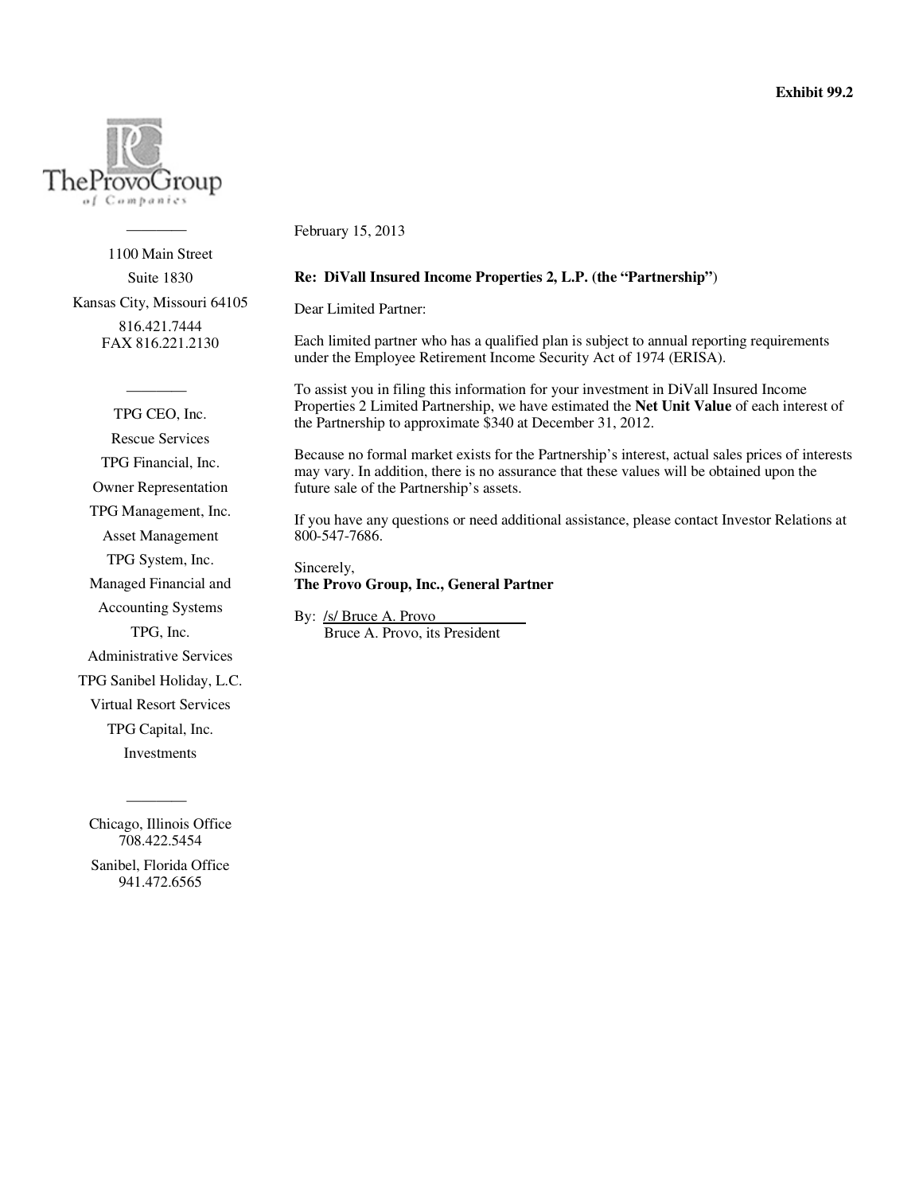**Exhibit 99.2**

The Provo Group
of Companies

1100 Main Street
Suite 1830
Kansas City, Missouri 64105
816.421.7444
FAX 816.221.2130

TPG CEO, Inc.
Rescue Services
TPG Financial, Inc.
Owner Representation
TPG Management, Inc.
Asset Management
TPG System, Inc.
Managed Financial and
Accounting Systems
TPG, Inc.
Administrative Services
TPG Sanibel Holiday, L.C.
Virtual Resort Services
TPG Capital, Inc.
Investments

Chicago, Illinois Office
708.422.5454

Sanibel, Florida Office
941.472.6565

February 15, 2013

**Re: DiVall Insured Income Properties 2, L.P. (the "Partnership"**)

Dear Limited Partner:

Each limited partner who has a qualified plan is subject to annual reporting requirements under the Employee Retirement Income Security Act of 1974 (ERISA).

To assist you in filing this information for your investment in DiVall Insured Income Properties 2 Limited Partnership, we have estimated the **Net Unit Value** of each interest of the Partnership to approximate $340 at December 31, 2012.

Because no formal market exists for the Partnership's interest, actual sales prices of interests may vary. In addition, there is no assurance that these values will be obtained upon the future sale of the Partnership's assets.

If you have any questions or need additional assistance, please contact Investor Relations at 800-547-7686.

Sincerely,
**The Provo Group, Inc., General Partner**

By: /s/ Bruce A. Provo
Bruce A. Provo, its President